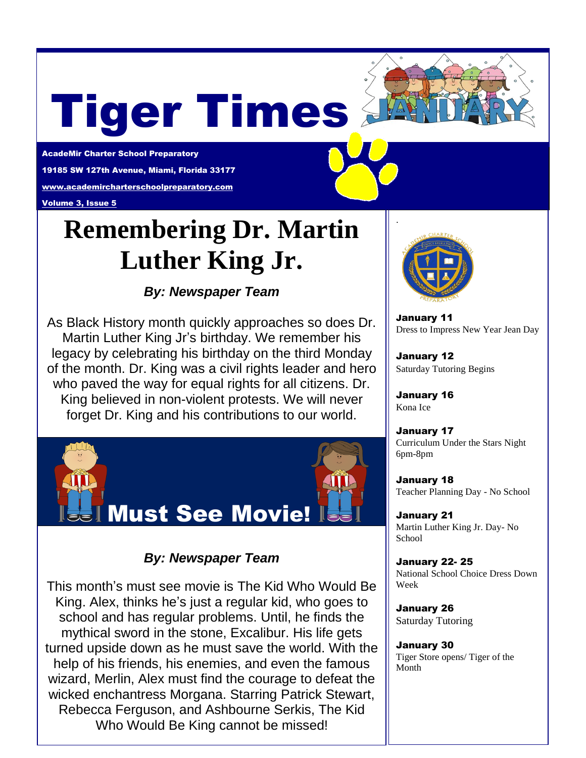# Tiger Times

**AcadeMir Charter School Preparatory**

**19185 SW 127th Avenue, Miami, Florida 33177**

**www.academircharterschoolpreparatory.com**

**Volume 3, Issue 5**

## Remembering Dr. Martin Luther King Jr.

***By: Newspaper Team***

As Black History month quickly approaches so does Dr. Martin Luther King Jr's birthday. We remember his legacy by celebrating his birthday on the third Monday of the month. Dr. King was a civil rights leader and hero who paved the way for equal rights for all citizens. Dr. King believed in non-violent protests. We will never forget Dr. King and his contributions to our world.

## Must See Movie!

***By: Newspaper Team***

This month's must see movie is The Kid Who Would Be King. Alex, thinks he's just a regular kid, who goes to school and has regular problems. Until, he finds the mythical sword in the stone, Excalibur. His life gets turned upside down as he must save the world. With the help of his friends, his enemies, and even the famous wizard, Merlin, Alex must find the courage to defeat the wicked enchantress Morgana. Starring Patrick Stewart, Rebecca Ferguson, and Ashbourne Serkis, The Kid Who Would Be King cannot be missed!

**January 11**
Dress to Impress New Year Jean Day

**January 12**
Saturday Tutoring Begins

**January 16**
Kona Ice

**January 17**
Curriculum Under the Stars Night 6pm-8pm

**January 18**
Teacher Planning Day - No School

**January 21**
Martin Luther King Jr. Day- No School

**January 22- 25**
National School Choice Dress Down Week

**January 26**
Saturday Tutoring

**January 30**
Tiger Store opens/ Tiger of the Month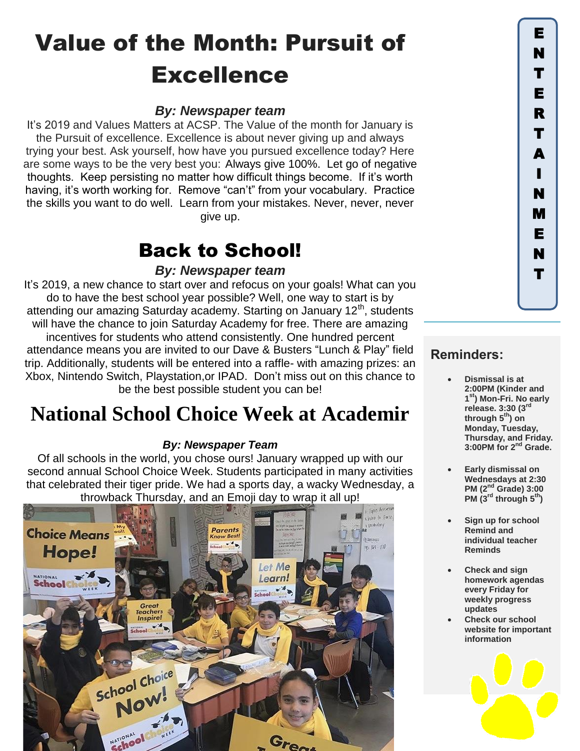# Value of the Month: Pursuit of Excellence

***By: Newspaper team***

It's 2019 and Values Matters at ACSP. The Value of the month for January is the Pursuit of excellence. Excellence is about never giving up and always trying your best. Ask yourself, how have you pursued excellence today? Here are some ways to be the very best you: Always give 100%. Let go of negative thoughts. Keep persisting no matter how difficult things become. If it's worth having, it's worth working for. Remove "can't" from your vocabulary. Practice the skills you want to do well. Learn from your mistakes. Never, never, never give up.

# Back to School!

***By: Newspaper team***

It's 2019, a new chance to start over and refocus on your goals! What can you do to have the best school year possible? Well, one way to start is by attending our amazing Saturday academy. Starting on January 12th, students will have the chance to join Saturday Academy for free. There are amazing incentives for students who attend consistently. One hundred percent attendance means you are invited to our Dave & Busters "Lunch & Play" field trip. Additionally, students will be entered into a raffle- with amazing prizes: an Xbox, Nintendo Switch, Playstation,or IPAD. Don't miss out on this chance to be the best possible student you can be!

# National School Choice Week at Academir

***By: Newspaper Team***

Of all schools in the world, you chose ours! January wrapped up with our second annual School Choice Week. Students participated in many activities that celebrated their tiger pride. We had a sports day, a wacky Wednesday, a throwback Thursday, and an Emoji day to wrap it all up!

**ENTERTAINMENT**

## Reminders:

- **Dismissal is at 2:00PM (Kinder and 1st) Mon-Fri. No early release. 3:30 (3rd through 5th) on Monday, Tuesday, Thursday, and Friday. 3:00PM for 2nd Grade.**
- **Early dismissal on Wednesdays at 2:30 PM (2nd Grade) 3:00 PM (3rd through 5th)**
- **Sign up for school Remind and individual teacher Reminds**
- **Check and sign homework agendas every Friday for weekly progress updates**
- **Check our school website for important information**